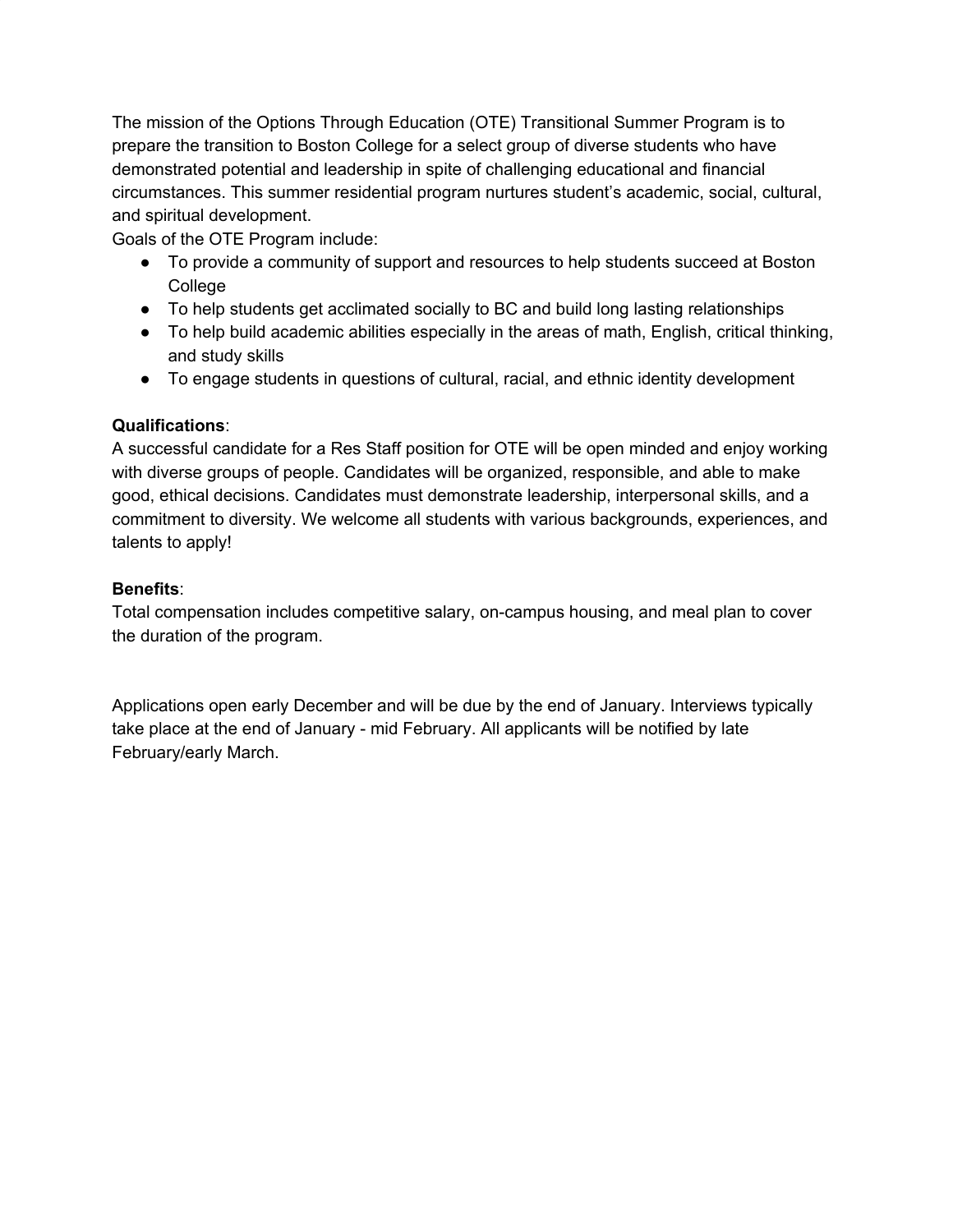The mission of the Options Through Education (OTE) Transitional Summer Program is to prepare the transition to Boston College for a select group of diverse students who have demonstrated potential and leadership in spite of challenging educational and financial circumstances. This summer residential program nurtures student's academic, social, cultural, and spiritual development.

Goals of the OTE Program include:

- To provide a community of support and resources to help students succeed at Boston College
- To help students get acclimated socially to BC and build long lasting relationships
- To help build academic abilities especially in the areas of math, English, critical thinking, and study skills
- To engage students in questions of cultural, racial, and ethnic identity development

**Qualifications**:

A successful candidate for a Res Staff position for OTE will be open minded and enjoy working with diverse groups of people. Candidates will be organized, responsible, and able to make good, ethical decisions. Candidates must demonstrate leadership, interpersonal skills, and a commitment to diversity. We welcome all students with various backgrounds, experiences, and talents to apply!

**Benefits**:

Total compensation includes competitive salary, on-campus housing, and meal plan to cover the duration of the program.

Applications open early December and will be due by the end of January. Interviews typically take place at the end of January - mid February. All applicants will be notified by late February/early March.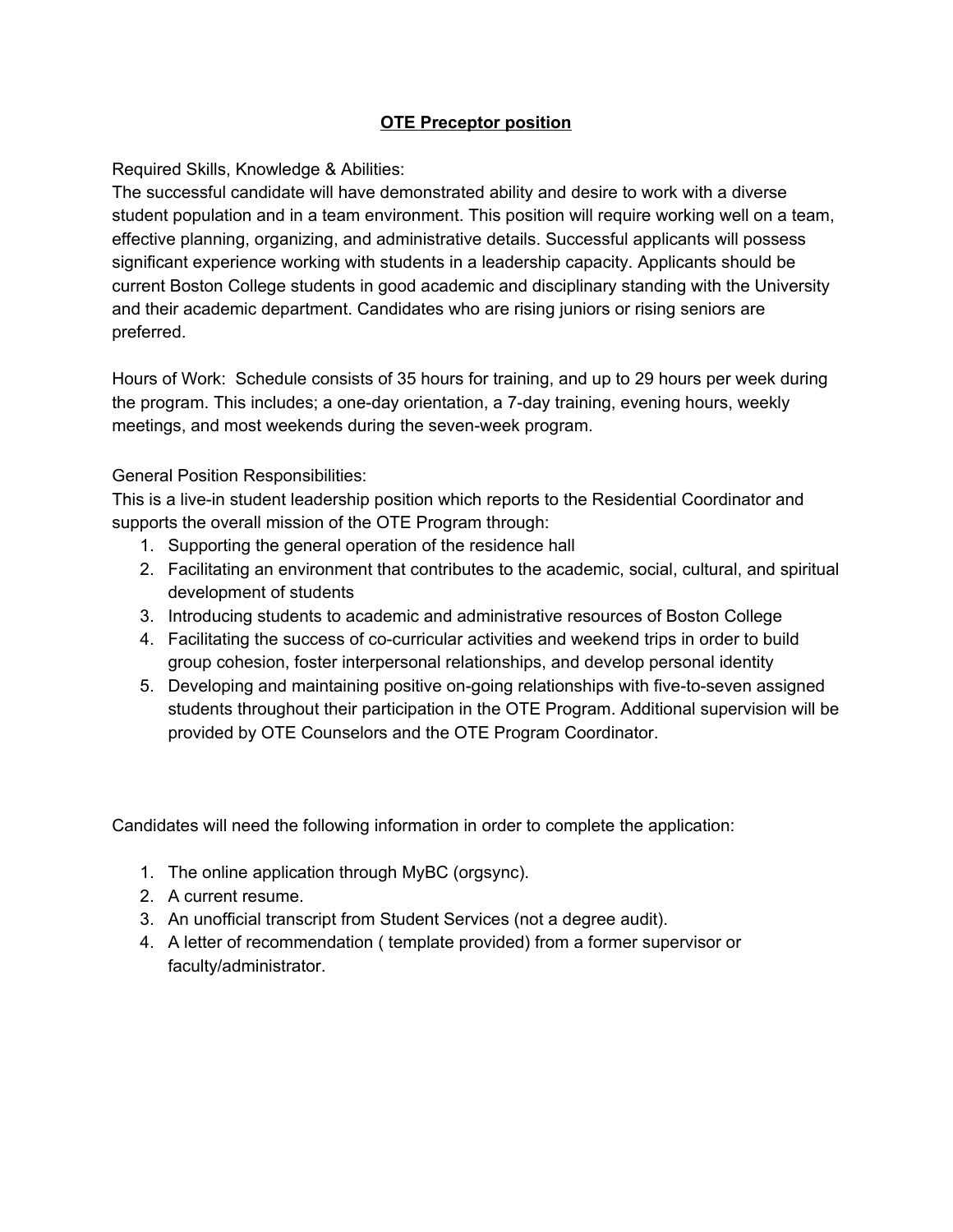# **OTE Preceptor position**

Required Skills, Knowledge & Abilities:
The successful candidate will have demonstrated ability and desire to work with a diverse student population and in a team environment. This position will require working well on a team, effective planning, organizing, and administrative details. Successful applicants will possess significant experience working with students in a leadership capacity. Applicants should be current Boston College students in good academic and disciplinary standing with the University and their academic department. Candidates who are rising juniors or rising seniors are preferred.

Hours of Work: Schedule consists of 35 hours for training, and up to 29 hours per week during the program. This includes; a one-day orientation, a 7-day training, evening hours, weekly meetings, and most weekends during the seven-week program.

General Position Responsibilities:
This is a live-in student leadership position which reports to the Residential Coordinator and supports the overall mission of the OTE Program through:

1. Supporting the general operation of the residence hall
2. Facilitating an environment that contributes to the academic, social, cultural, and spiritual development of students
3. Introducing students to academic and administrative resources of Boston College
4. Facilitating the success of co-curricular activities and weekend trips in order to build group cohesion, foster interpersonal relationships, and develop personal identity
5. Developing and maintaining positive on-going relationships with five-to-seven assigned students throughout their participation in the OTE Program. Additional supervision will be provided by OTE Counselors and the OTE Program Coordinator.

Candidates will need the following information in order to complete the application:

1. The online application through MyBC (orgsync).
2. A current resume.
3. An unofficial transcript from Student Services (not a degree audit).
4. A letter of recommendation ( template provided) from a former supervisor or faculty/administrator.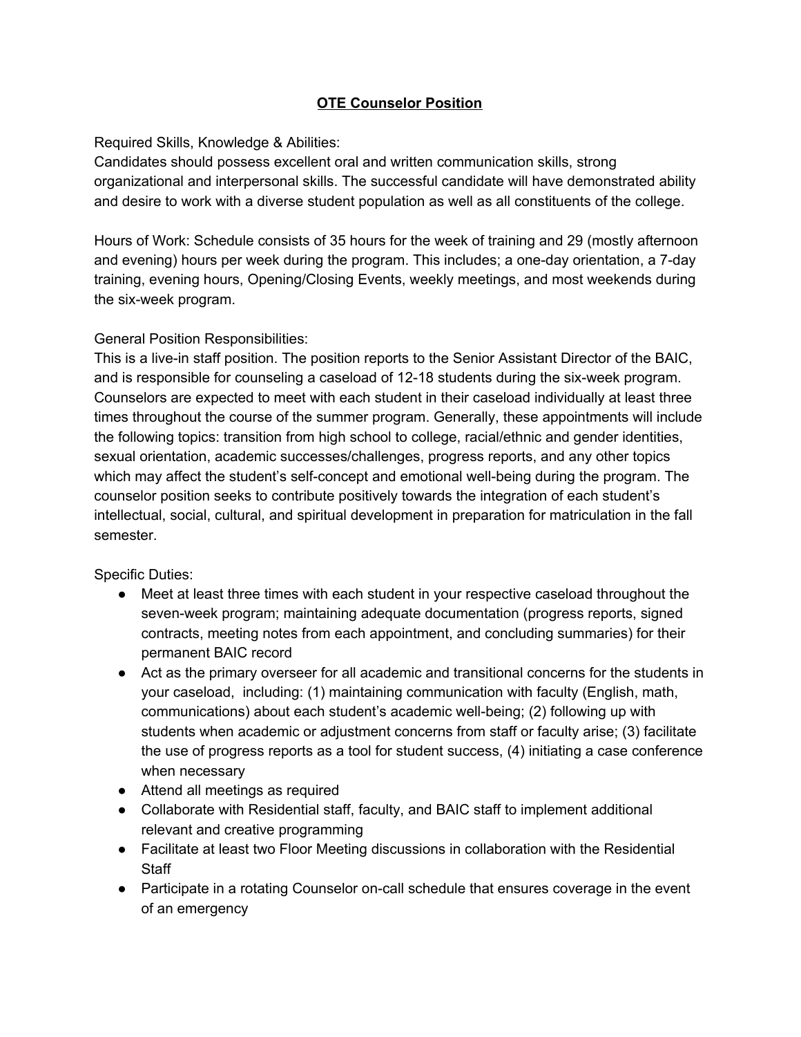# OTE Counselor Position

Required Skills, Knowledge & Abilities:
Candidates should possess excellent oral and written communication skills, strong organizational and interpersonal skills. The successful candidate will have demonstrated ability and desire to work with a diverse student population as well as all constituents of the college.

Hours of Work: Schedule consists of 35 hours for the week of training and 29 (mostly afternoon and evening) hours per week during the program. This includes; a one-day orientation, a 7-day training, evening hours, Opening/Closing Events, weekly meetings, and most weekends during the six-week program.

General Position Responsibilities:
This is a live-in staff position. The position reports to the Senior Assistant Director of the BAIC, and is responsible for counseling a caseload of 12-18 students during the six-week program. Counselors are expected to meet with each student in their caseload individually at least three times throughout the course of the summer program. Generally, these appointments will include the following topics: transition from high school to college, racial/ethnic and gender identities, sexual orientation, academic successes/challenges, progress reports, and any other topics which may affect the student's self-concept and emotional well-being during the program. The counselor position seeks to contribute positively towards the integration of each student's intellectual, social, cultural, and spiritual development in preparation for matriculation in the fall semester.

Specific Duties:

- Meet at least three times with each student in your respective caseload throughout the seven-week program; maintaining adequate documentation (progress reports, signed contracts, meeting notes from each appointment, and concluding summaries) for their permanent BAIC record
- Act as the primary overseer for all academic and transitional concerns for the students in your caseload, including: (1) maintaining communication with faculty (English, math, communications) about each student's academic well-being; (2) following up with students when academic or adjustment concerns from staff or faculty arise; (3) facilitate the use of progress reports as a tool for student success, (4) initiating a case conference when necessary
- Attend all meetings as required
- Collaborate with Residential staff, faculty, and BAIC staff to implement additional relevant and creative programming
- Facilitate at least two Floor Meeting discussions in collaboration with the Residential Staff
- Participate in a rotating Counselor on-call schedule that ensures coverage in the event of an emergency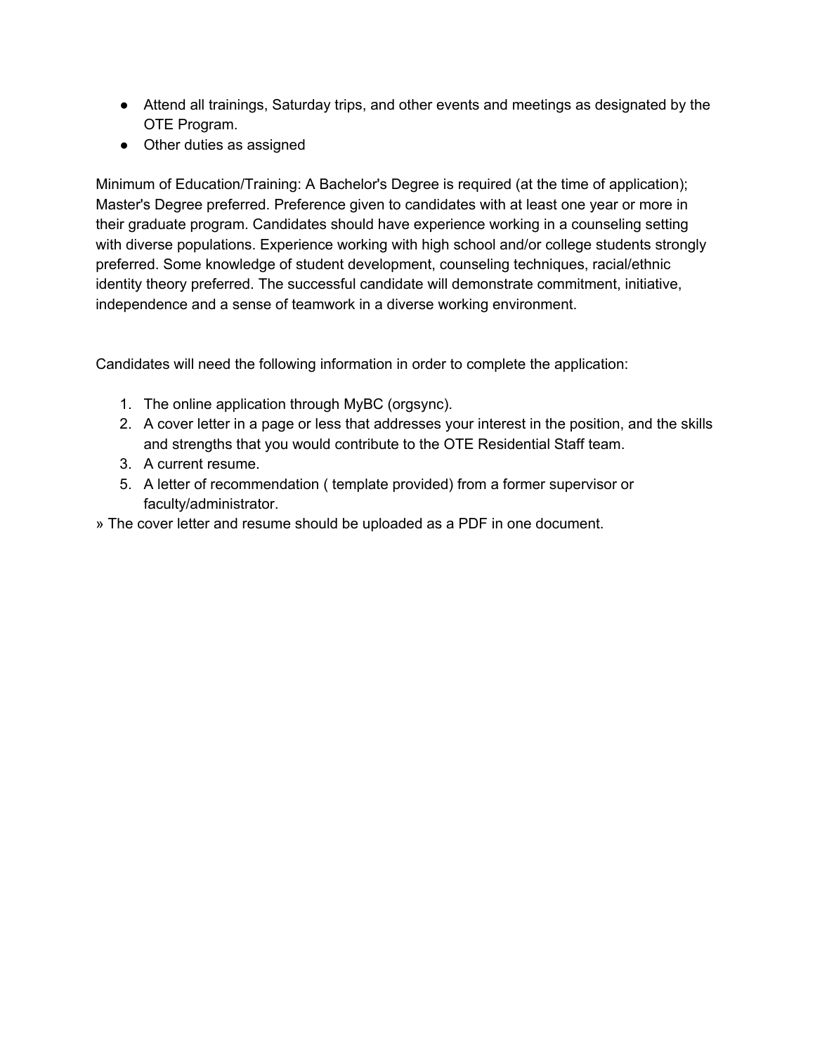- Attend all trainings, Saturday trips, and other events and meetings as designated by the OTE Program.
- Other duties as assigned

Minimum of Education/Training: A Bachelor's Degree is required (at the time of application); Master's Degree preferred. Preference given to candidates with at least one year or more in their graduate program. Candidates should have experience working in a counseling setting with diverse populations. Experience working with high school and/or college students strongly preferred. Some knowledge of student development, counseling techniques, racial/ethnic identity theory preferred. The successful candidate will demonstrate commitment, initiative, independence and a sense of teamwork in a diverse working environment.

Candidates will need the following information in order to complete the application:

1. The online application through MyBC (orgsync).
2. A cover letter in a page or less that addresses your interest in the position, and the skills and strengths that you would contribute to the OTE Residential Staff team.
3. A current resume.
5. A letter of recommendation ( template provided) from a former supervisor or faculty/administrator.

» The cover letter and resume should be uploaded as a PDF in one document.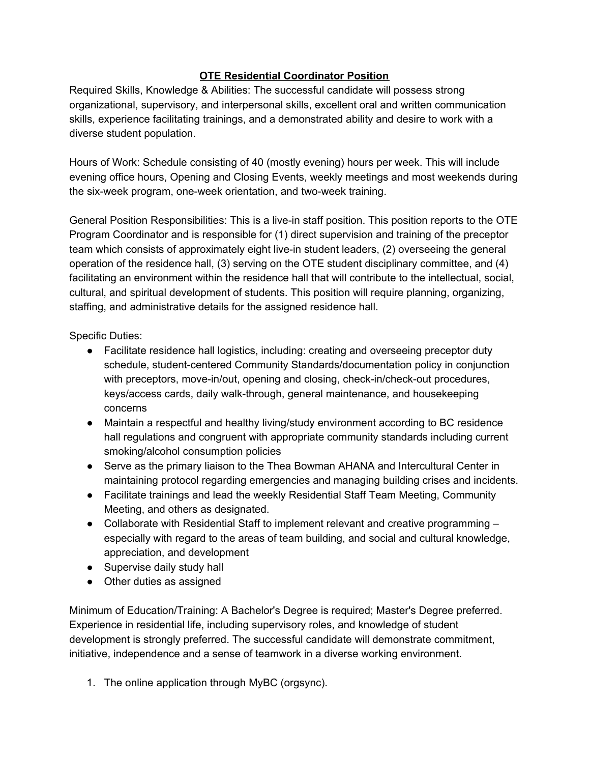# OTE Residential Coordinator Position

Required Skills, Knowledge & Abilities: The successful candidate will possess strong organizational, supervisory, and interpersonal skills, excellent oral and written communication skills, experience facilitating trainings, and a demonstrated ability and desire to work with a diverse student population.

Hours of Work: Schedule consisting of 40 (mostly evening) hours per week. This will include evening office hours, Opening and Closing Events, weekly meetings and most weekends during the six-week program, one-week orientation, and two-week training.

General Position Responsibilities: This is a live-in staff position. This position reports to the OTE Program Coordinator and is responsible for (1) direct supervision and training of the preceptor team which consists of approximately eight live-in student leaders, (2) overseeing the general operation of the residence hall, (3) serving on the OTE student disciplinary committee, and (4) facilitating an environment within the residence hall that will contribute to the intellectual, social, cultural, and spiritual development of students. This position will require planning, organizing, staffing, and administrative details for the assigned residence hall.

Specific Duties:

- Facilitate residence hall logistics, including: creating and overseeing preceptor duty schedule, student-centered Community Standards/documentation policy in conjunction with preceptors, move-in/out, opening and closing, check-in/check-out procedures, keys/access cards, daily walk-through, general maintenance, and housekeeping concerns
- Maintain a respectful and healthy living/study environment according to BC residence hall regulations and congruent with appropriate community standards including current smoking/alcohol consumption policies
- Serve as the primary liaison to the Thea Bowman AHANA and Intercultural Center in maintaining protocol regarding emergencies and managing building crises and incidents.
- Facilitate trainings and lead the weekly Residential Staff Team Meeting, Community Meeting, and others as designated.
- Collaborate with Residential Staff to implement relevant and creative programming – especially with regard to the areas of team building, and social and cultural knowledge, appreciation, and development
- Supervise daily study hall
- Other duties as assigned

Minimum of Education/Training: A Bachelor's Degree is required; Master's Degree preferred. Experience in residential life, including supervisory roles, and knowledge of student development is strongly preferred. The successful candidate will demonstrate commitment, initiative, independence and a sense of teamwork in a diverse working environment.

1. The online application through MyBC (orgsync).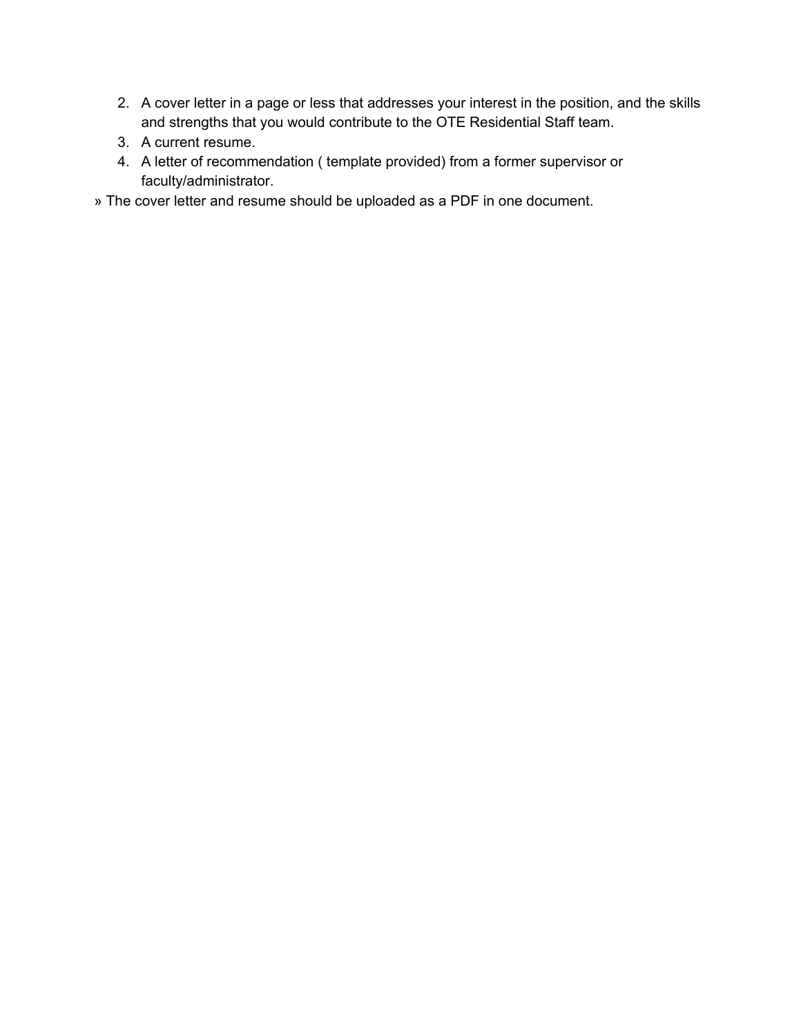2. A cover letter in a page or less that addresses your interest in the position, and the skills and strengths that you would contribute to the OTE Residential Staff team.
3. A current resume.
4. A letter of recommendation ( template provided) from a former supervisor or faculty/administrator.

» The cover letter and resume should be uploaded as a PDF in one document.